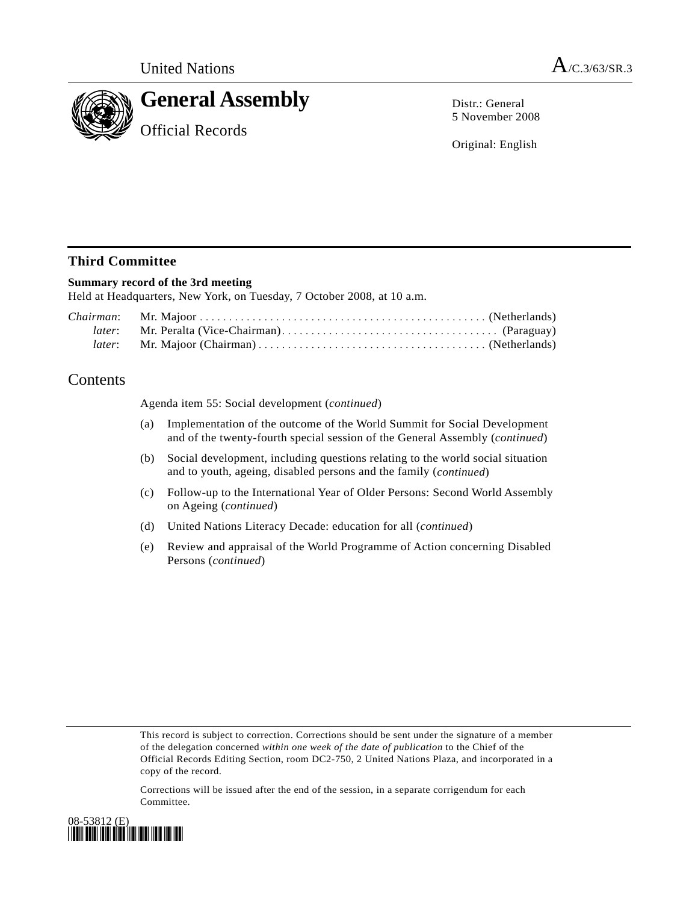United Nations

A/C.3/63/SR.3

# General Assembly

Official Records

Distr.: General
5 November 2008

Original: English

## Third Committee

**Summary record of the 3rd meeting**
Held at Headquarters, New York, on Tuesday, 7 October 2008, at 10 a.m.

*Chairman*: Mr. Majoor . . . . . . . . . . . . . . . . . . . . . . . . . . . . . . . . . . . . . . . . . . . . . . . . (Netherlands)
*later*: Mr. Peralta (Vice-Chairman) . . . . . . . . . . . . . . . . . . . . . . . . . . . . . . . . . . . . (Paraguay)
*later*: Mr. Majoor (Chairman) . . . . . . . . . . . . . . . . . . . . . . . . . . . . . . . . . . . . . . (Netherlands)

## Contents

Agenda item 55: Social development (*continued*)

(a) Implementation of the outcome of the World Summit for Social Development and of the twenty-fourth special session of the General Assembly (*continued*)

(b) Social development, including questions relating to the world social situation and to youth, ageing, disabled persons and the family (*continued*)

(c) Follow-up to the International Year of Older Persons: Second World Assembly on Ageing (*continued*)

(d) United Nations Literacy Decade: education for all (*continued*)

(e) Review and appraisal of the World Programme of Action concerning Disabled Persons (*continued*)

This record is subject to correction. Corrections should be sent under the signature of a member of the delegation concerned *within one week of the date of publication* to the Chief of the Official Records Editing Section, room DC2-750, 2 United Nations Plaza, and incorporated in a copy of the record.

Corrections will be issued after the end of the session, in a separate corrigendum for each Committee.

08-53812 (E)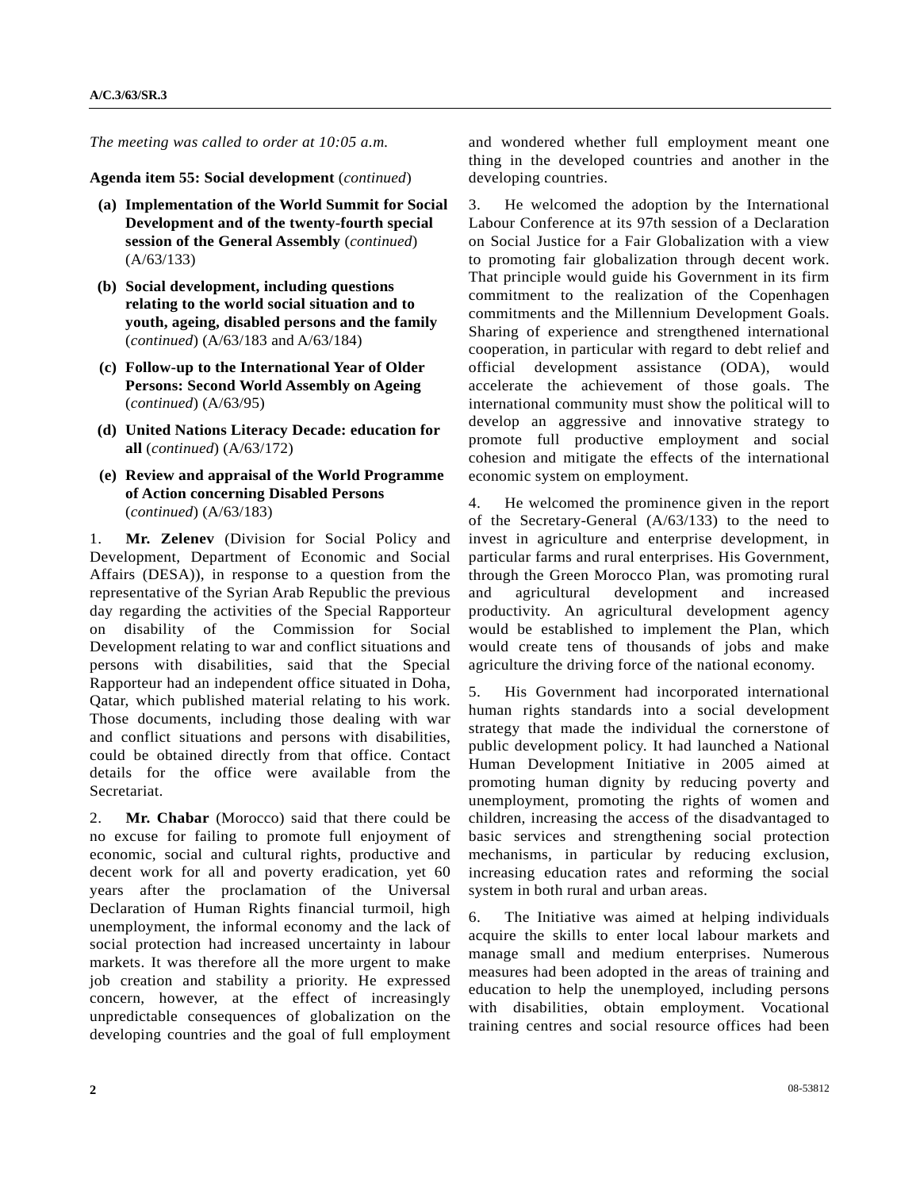*The meeting was called to order at 10:05 a.m.*

**Agenda item 55: Social development** (*continued*)

**(a) Implementation of the World Summit for Social Development and of the twenty-fourth special session of the General Assembly** (*continued*) (A/63/133)

**(b) Social development, including questions relating to the world social situation and to youth, ageing, disabled persons and the family** (*continued*) (A/63/183 and A/63/184)

**(c) Follow-up to the International Year of Older Persons: Second World Assembly on Ageing** (*continued*) (A/63/95)

**(d) United Nations Literacy Decade: education for all** (*continued*) (A/63/172)

**(e) Review and appraisal of the World Programme of Action concerning Disabled Persons** (*continued*) (A/63/183)

1. **Mr. Zelenev** (Division for Social Policy and Development, Department of Economic and Social Affairs (DESA)), in response to a question from the representative of the Syrian Arab Republic the previous day regarding the activities of the Special Rapporteur on disability of the Commission for Social Development relating to war and conflict situations and persons with disabilities, said that the Special Rapporteur had an independent office situated in Doha, Qatar, which published material relating to his work. Those documents, including those dealing with war and conflict situations and persons with disabilities, could be obtained directly from that office. Contact details for the office were available from the Secretariat.

2. **Mr. Chabar** (Morocco) said that there could be no excuse for failing to promote full enjoyment of economic, social and cultural rights, productive and decent work for all and poverty eradication, yet 60 years after the proclamation of the Universal Declaration of Human Rights financial turmoil, high unemployment, the informal economy and the lack of social protection had increased uncertainty in labour markets. It was therefore all the more urgent to make job creation and stability a priority. He expressed concern, however, at the effect of increasingly unpredictable consequences of globalization on the developing countries and the goal of full employment and wondered whether full employment meant one thing in the developed countries and another in the developing countries.

3. He welcomed the adoption by the International Labour Conference at its 97th session of a Declaration on Social Justice for a Fair Globalization with a view to promoting fair globalization through decent work. That principle would guide his Government in its firm commitment to the realization of the Copenhagen commitments and the Millennium Development Goals. Sharing of experience and strengthened international cooperation, in particular with regard to debt relief and official development assistance (ODA), would accelerate the achievement of those goals. The international community must show the political will to develop an aggressive and innovative strategy to promote full productive employment and social cohesion and mitigate the effects of the international economic system on employment.

4. He welcomed the prominence given in the report of the Secretary-General (A/63/133) to the need to invest in agriculture and enterprise development, in particular farms and rural enterprises. His Government, through the Green Morocco Plan, was promoting rural and agricultural development and increased productivity. An agricultural development agency would be established to implement the Plan, which would create tens of thousands of jobs and make agriculture the driving force of the national economy.

5. His Government had incorporated international human rights standards into a social development strategy that made the individual the cornerstone of public development policy. It had launched a National Human Development Initiative in 2005 aimed at promoting human dignity by reducing poverty and unemployment, promoting the rights of women and children, increasing the access of the disadvantaged to basic services and strengthening social protection mechanisms, in particular by reducing exclusion, increasing education rates and reforming the social system in both rural and urban areas.

6. The Initiative was aimed at helping individuals acquire the skills to enter local labour markets and manage small and medium enterprises. Numerous measures had been adopted in the areas of training and education to help the unemployed, including persons with disabilities, obtain employment. Vocational training centres and social resource offices had been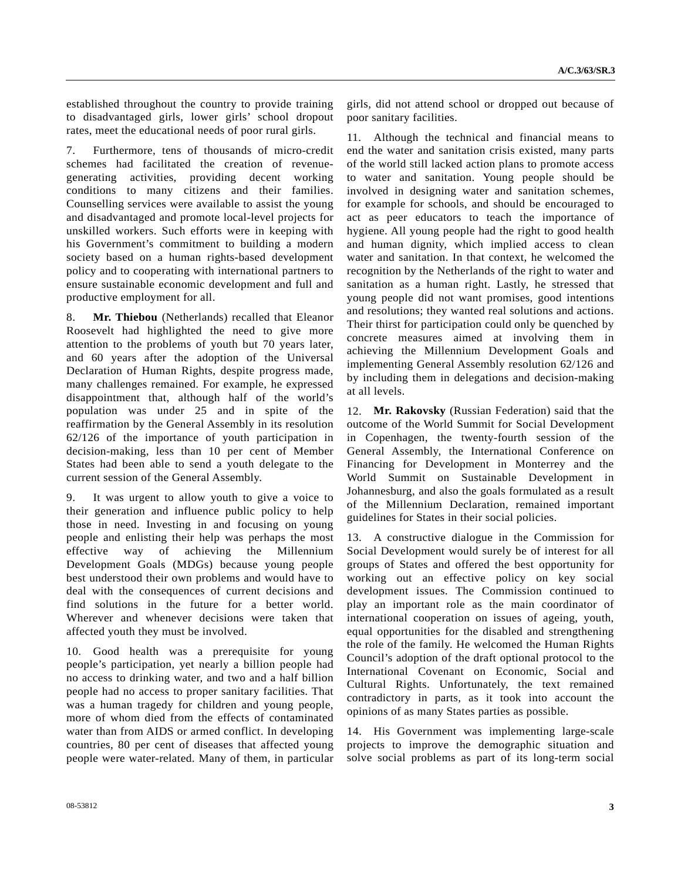established throughout the country to provide training to disadvantaged girls, lower girls' school dropout rates, meet the educational needs of poor rural girls.

7. Furthermore, tens of thousands of micro-credit schemes had facilitated the creation of revenue-generating activities, providing decent working conditions to many citizens and their families. Counselling services were available to assist the young and disadvantaged and promote local-level projects for unskilled workers. Such efforts were in keeping with his Government's commitment to building a modern society based on a human rights-based development policy and to cooperating with international partners to ensure sustainable economic development and full and productive employment for all.

8. **Mr. Thiebou** (Netherlands) recalled that Eleanor Roosevelt had highlighted the need to give more attention to the problems of youth but 70 years later, and 60 years after the adoption of the Universal Declaration of Human Rights, despite progress made, many challenges remained. For example, he expressed disappointment that, although half of the world's population was under 25 and in spite of the reaffirmation by the General Assembly in its resolution 62/126 of the importance of youth participation in decision-making, less than 10 per cent of Member States had been able to send a youth delegate to the current session of the General Assembly.

9. It was urgent to allow youth to give a voice to their generation and influence public policy to help those in need. Investing in and focusing on young people and enlisting their help was perhaps the most effective way of achieving the Millennium Development Goals (MDGs) because young people best understood their own problems and would have to deal with the consequences of current decisions and find solutions in the future for a better world. Wherever and whenever decisions were taken that affected youth they must be involved.

10. Good health was a prerequisite for young people's participation, yet nearly a billion people had no access to drinking water, and two and a half billion people had no access to proper sanitary facilities. That was a human tragedy for children and young people, more of whom died from the effects of contaminated water than from AIDS or armed conflict. In developing countries, 80 per cent of diseases that affected young people were water-related. Many of them, in particular girls, did not attend school or dropped out because of poor sanitary facilities.

11. Although the technical and financial means to end the water and sanitation crisis existed, many parts of the world still lacked action plans to promote access to water and sanitation. Young people should be involved in designing water and sanitation schemes, for example for schools, and should be encouraged to act as peer educators to teach the importance of hygiene. All young people had the right to good health and human dignity, which implied access to clean water and sanitation. In that context, he welcomed the recognition by the Netherlands of the right to water and sanitation as a human right. Lastly, he stressed that young people did not want promises, good intentions and resolutions; they wanted real solutions and actions. Their thirst for participation could only be quenched by concrete measures aimed at involving them in achieving the Millennium Development Goals and implementing General Assembly resolution 62/126 and by including them in delegations and decision-making at all levels.

12. **Mr. Rakovsky** (Russian Federation) said that the outcome of the World Summit for Social Development in Copenhagen, the twenty-fourth session of the General Assembly, the International Conference on Financing for Development in Monterrey and the World Summit on Sustainable Development in Johannesburg, and also the goals formulated as a result of the Millennium Declaration, remained important guidelines for States in their social policies.

13. A constructive dialogue in the Commission for Social Development would surely be of interest for all groups of States and offered the best opportunity for working out an effective policy on key social development issues. The Commission continued to play an important role as the main coordinator of international cooperation on issues of ageing, youth, equal opportunities for the disabled and strengthening the role of the family. He welcomed the Human Rights Council's adoption of the draft optional protocol to the International Covenant on Economic, Social and Cultural Rights. Unfortunately, the text remained contradictory in parts, as it took into account the opinions of as many States parties as possible.

14. His Government was implementing large-scale projects to improve the demographic situation and solve social problems as part of its long-term social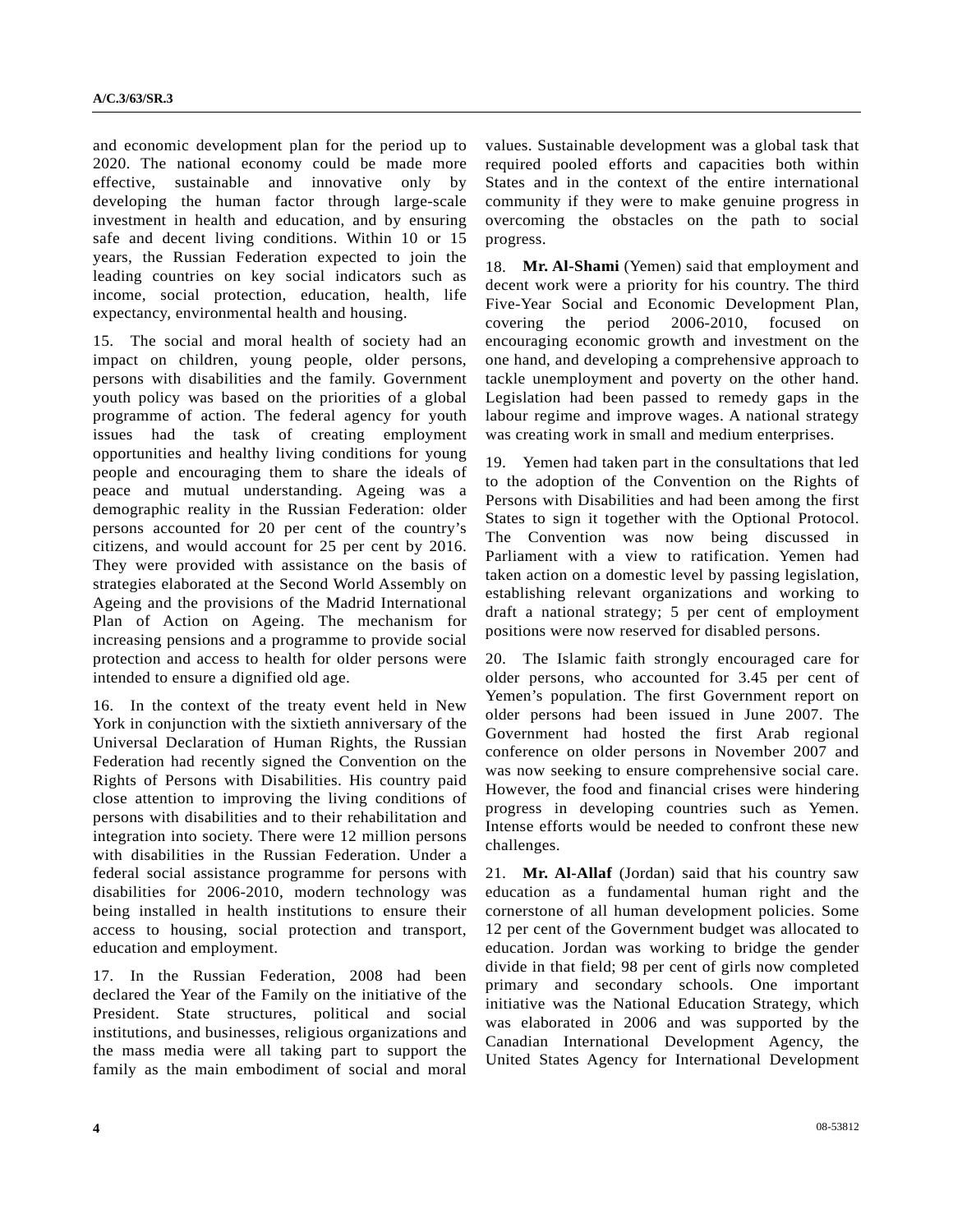and economic development plan for the period up to 2020. The national economy could be made more effective, sustainable and innovative only by developing the human factor through large-scale investment in health and education, and by ensuring safe and decent living conditions. Within 10 or 15 years, the Russian Federation expected to join the leading countries on key social indicators such as income, social protection, education, health, life expectancy, environmental health and housing.

15. The social and moral health of society had an impact on children, young people, older persons, persons with disabilities and the family. Government youth policy was based on the priorities of a global programme of action. The federal agency for youth issues had the task of creating employment opportunities and healthy living conditions for young people and encouraging them to share the ideals of peace and mutual understanding. Ageing was a demographic reality in the Russian Federation: older persons accounted for 20 per cent of the country's citizens, and would account for 25 per cent by 2016. They were provided with assistance on the basis of strategies elaborated at the Second World Assembly on Ageing and the provisions of the Madrid International Plan of Action on Ageing. The mechanism for increasing pensions and a programme to provide social protection and access to health for older persons were intended to ensure a dignified old age.

16. In the context of the treaty event held in New York in conjunction with the sixtieth anniversary of the Universal Declaration of Human Rights, the Russian Federation had recently signed the Convention on the Rights of Persons with Disabilities. His country paid close attention to improving the living conditions of persons with disabilities and to their rehabilitation and integration into society. There were 12 million persons with disabilities in the Russian Federation. Under a federal social assistance programme for persons with disabilities for 2006-2010, modern technology was being installed in health institutions to ensure their access to housing, social protection and transport, education and employment.

17. In the Russian Federation, 2008 had been declared the Year of the Family on the initiative of the President. State structures, political and social institutions, and businesses, religious organizations and the mass media were all taking part to support the family as the main embodiment of social and moral values. Sustainable development was a global task that required pooled efforts and capacities both within States and in the context of the entire international community if they were to make genuine progress in overcoming the obstacles on the path to social progress.

18. **Mr. Al-Shami** (Yemen) said that employment and decent work were a priority for his country. The third Five-Year Social and Economic Development Plan, covering the period 2006-2010, focused on encouraging economic growth and investment on the one hand, and developing a comprehensive approach to tackle unemployment and poverty on the other hand. Legislation had been passed to remedy gaps in the labour regime and improve wages. A national strategy was creating work in small and medium enterprises.

19. Yemen had taken part in the consultations that led to the adoption of the Convention on the Rights of Persons with Disabilities and had been among the first States to sign it together with the Optional Protocol. The Convention was now being discussed in Parliament with a view to ratification. Yemen had taken action on a domestic level by passing legislation, establishing relevant organizations and working to draft a national strategy; 5 per cent of employment positions were now reserved for disabled persons.

20. The Islamic faith strongly encouraged care for older persons, who accounted for 3.45 per cent of Yemen's population. The first Government report on older persons had been issued in June 2007. The Government had hosted the first Arab regional conference on older persons in November 2007 and was now seeking to ensure comprehensive social care. However, the food and financial crises were hindering progress in developing countries such as Yemen. Intense efforts would be needed to confront these new challenges.

21. **Mr. Al-Allaf** (Jordan) said that his country saw education as a fundamental human right and the cornerstone of all human development policies. Some 12 per cent of the Government budget was allocated to education. Jordan was working to bridge the gender divide in that field; 98 per cent of girls now completed primary and secondary schools. One important initiative was the National Education Strategy, which was elaborated in 2006 and was supported by the Canadian International Development Agency, the United States Agency for International Development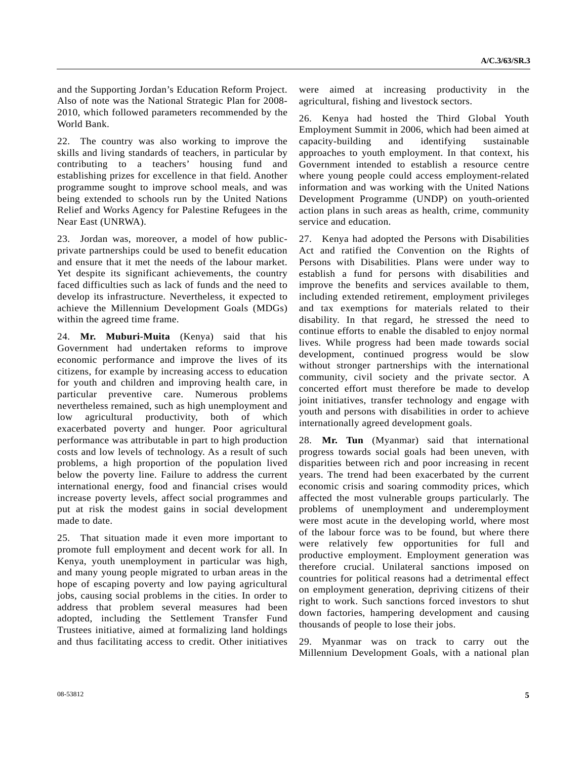and the Supporting Jordan's Education Reform Project. Also of note was the National Strategic Plan for 2008-2010, which followed parameters recommended by the World Bank.

22. The country was also working to improve the skills and living standards of teachers, in particular by contributing to a teachers' housing fund and establishing prizes for excellence in that field. Another programme sought to improve school meals, and was being extended to schools run by the United Nations Relief and Works Agency for Palestine Refugees in the Near East (UNRWA).

23. Jordan was, moreover, a model of how public-private partnerships could be used to benefit education and ensure that it met the needs of the labour market. Yet despite its significant achievements, the country faced difficulties such as lack of funds and the need to develop its infrastructure. Nevertheless, it expected to achieve the Millennium Development Goals (MDGs) within the agreed time frame.

24. **Mr. Muburi-Muita** (Kenya) said that his Government had undertaken reforms to improve economic performance and improve the lives of its citizens, for example by increasing access to education for youth and children and improving health care, in particular preventive care. Numerous problems nevertheless remained, such as high unemployment and low agricultural productivity, both of which exacerbated poverty and hunger. Poor agricultural performance was attributable in part to high production costs and low levels of technology. As a result of such problems, a high proportion of the population lived below the poverty line. Failure to address the current international energy, food and financial crises would increase poverty levels, affect social programmes and put at risk the modest gains in social development made to date.

25. That situation made it even more important to promote full employment and decent work for all. In Kenya, youth unemployment in particular was high, and many young people migrated to urban areas in the hope of escaping poverty and low paying agricultural jobs, causing social problems in the cities. In order to address that problem several measures had been adopted, including the Settlement Transfer Fund Trustees initiative, aimed at formalizing land holdings and thus facilitating access to credit. Other initiatives were aimed at increasing productivity in the agricultural, fishing and livestock sectors.

26. Kenya had hosted the Third Global Youth Employment Summit in 2006, which had been aimed at capacity-building and identifying sustainable approaches to youth employment. In that context, his Government intended to establish a resource centre where young people could access employment-related information and was working with the United Nations Development Programme (UNDP) on youth-oriented action plans in such areas as health, crime, community service and education.

27. Kenya had adopted the Persons with Disabilities Act and ratified the Convention on the Rights of Persons with Disabilities. Plans were under way to establish a fund for persons with disabilities and improve the benefits and services available to them, including extended retirement, employment privileges and tax exemptions for materials related to their disability. In that regard, he stressed the need to continue efforts to enable the disabled to enjoy normal lives. While progress had been made towards social development, continued progress would be slow without stronger partnerships with the international community, civil society and the private sector. A concerted effort must therefore be made to develop joint initiatives, transfer technology and engage with youth and persons with disabilities in order to achieve internationally agreed development goals.

28. **Mr. Tun** (Myanmar) said that international progress towards social goals had been uneven, with disparities between rich and poor increasing in recent years. The trend had been exacerbated by the current economic crisis and soaring commodity prices, which affected the most vulnerable groups particularly. The problems of unemployment and underemployment were most acute in the developing world, where most of the labour force was to be found, but where there were relatively few opportunities for full and productive employment. Employment generation was therefore crucial. Unilateral sanctions imposed on countries for political reasons had a detrimental effect on employment generation, depriving citizens of their right to work. Such sanctions forced investors to shut down factories, hampering development and causing thousands of people to lose their jobs.

29. Myanmar was on track to carry out the Millennium Development Goals, with a national plan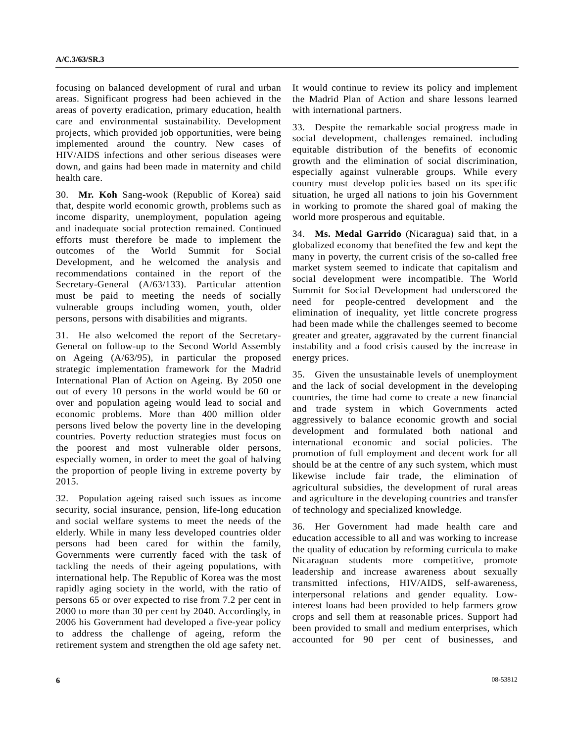focusing on balanced development of rural and urban areas. Significant progress had been achieved in the areas of poverty eradication, primary education, health care and environmental sustainability. Development projects, which provided job opportunities, were being implemented around the country. New cases of HIV/AIDS infections and other serious diseases were down, and gains had been made in maternity and child health care.

30. **Mr. Koh** Sang-wook (Republic of Korea) said that, despite world economic growth, problems such as income disparity, unemployment, population ageing and inadequate social protection remained. Continued efforts must therefore be made to implement the outcomes of the World Summit for Social Development, and he welcomed the analysis and recommendations contained in the report of the Secretary-General (A/63/133). Particular attention must be paid to meeting the needs of socially vulnerable groups including women, youth, older persons, persons with disabilities and migrants.

31. He also welcomed the report of the Secretary-General on follow-up to the Second World Assembly on Ageing (A/63/95), in particular the proposed strategic implementation framework for the Madrid International Plan of Action on Ageing. By 2050 one out of every 10 persons in the world would be 60 or over and population ageing would lead to social and economic problems. More than 400 million older persons lived below the poverty line in the developing countries. Poverty reduction strategies must focus on the poorest and most vulnerable older persons, especially women, in order to meet the goal of halving the proportion of people living in extreme poverty by 2015.

32. Population ageing raised such issues as income security, social insurance, pension, life-long education and social welfare systems to meet the needs of the elderly. While in many less developed countries older persons had been cared for within the family, Governments were currently faced with the task of tackling the needs of their ageing populations, with international help. The Republic of Korea was the most rapidly aging society in the world, with the ratio of persons 65 or over expected to rise from 7.2 per cent in 2000 to more than 30 per cent by 2040. Accordingly, in 2006 his Government had developed a five-year policy to address the challenge of ageing, reform the retirement system and strengthen the old age safety net. It would continue to review its policy and implement the Madrid Plan of Action and share lessons learned with international partners.

33. Despite the remarkable social progress made in social development, challenges remained. including equitable distribution of the benefits of economic growth and the elimination of social discrimination, especially against vulnerable groups. While every country must develop policies based on its specific situation, he urged all nations to join his Government in working to promote the shared goal of making the world more prosperous and equitable.

34. **Ms. Medal Garrido** (Nicaragua) said that, in a globalized economy that benefited the few and kept the many in poverty, the current crisis of the so-called free market system seemed to indicate that capitalism and social development were incompatible. The World Summit for Social Development had underscored the need for people-centred development and the elimination of inequality, yet little concrete progress had been made while the challenges seemed to become greater and greater, aggravated by the current financial instability and a food crisis caused by the increase in energy prices.

35. Given the unsustainable levels of unemployment and the lack of social development in the developing countries, the time had come to create a new financial and trade system in which Governments acted aggressively to balance economic growth and social development and formulated both national and international economic and social policies. The promotion of full employment and decent work for all should be at the centre of any such system, which must likewise include fair trade, the elimination of agricultural subsidies, the development of rural areas and agriculture in the developing countries and transfer of technology and specialized knowledge.

36. Her Government had made health care and education accessible to all and was working to increase the quality of education by reforming curricula to make Nicaraguan students more competitive, promote leadership and increase awareness about sexually transmitted infections, HIV/AIDS, self-awareness, interpersonal relations and gender equality. Low-interest loans had been provided to help farmers grow crops and sell them at reasonable prices. Support had been provided to small and medium enterprises, which accounted for 90 per cent of businesses, and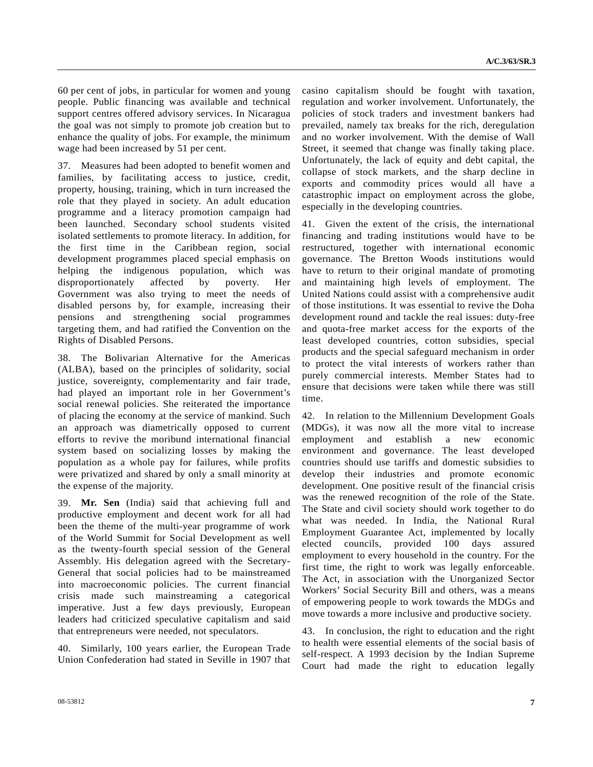60 per cent of jobs, in particular for women and young people. Public financing was available and technical support centres offered advisory services. In Nicaragua the goal was not simply to promote job creation but to enhance the quality of jobs. For example, the minimum wage had been increased by 51 per cent.

37. Measures had been adopted to benefit women and families, by facilitating access to justice, credit, property, housing, training, which in turn increased the role that they played in society. An adult education programme and a literacy promotion campaign had been launched. Secondary school students visited isolated settlements to promote literacy. In addition, for the first time in the Caribbean region, social development programmes placed special emphasis on helping the indigenous population, which was disproportionately affected by poverty. Her Government was also trying to meet the needs of disabled persons by, for example, increasing their pensions and strengthening social programmes targeting them, and had ratified the Convention on the Rights of Disabled Persons.

38. The Bolivarian Alternative for the Americas (ALBA), based on the principles of solidarity, social justice, sovereignty, complementarity and fair trade, had played an important role in her Government's social renewal policies. She reiterated the importance of placing the economy at the service of mankind. Such an approach was diametrically opposed to current efforts to revive the moribund international financial system based on socializing losses by making the population as a whole pay for failures, while profits were privatized and shared by only a small minority at the expense of the majority.

39. **Mr. Sen** (India) said that achieving full and productive employment and decent work for all had been the theme of the multi-year programme of work of the World Summit for Social Development as well as the twenty-fourth special session of the General Assembly. His delegation agreed with the Secretary-General that social policies had to be mainstreamed into macroeconomic policies. The current financial crisis made such mainstreaming a categorical imperative. Just a few days previously, European leaders had criticized speculative capitalism and said that entrepreneurs were needed, not speculators.

40. Similarly, 100 years earlier, the European Trade Union Confederation had stated in Seville in 1907 that casino capitalism should be fought with taxation, regulation and worker involvement. Unfortunately, the policies of stock traders and investment bankers had prevailed, namely tax breaks for the rich, deregulation and no worker involvement. With the demise of Wall Street, it seemed that change was finally taking place. Unfortunately, the lack of equity and debt capital, the collapse of stock markets, and the sharp decline in exports and commodity prices would all have a catastrophic impact on employment across the globe, especially in the developing countries.

41. Given the extent of the crisis, the international financing and trading institutions would have to be restructured, together with international economic governance. The Bretton Woods institutions would have to return to their original mandate of promoting and maintaining high levels of employment. The United Nations could assist with a comprehensive audit of those institutions. It was essential to revive the Doha development round and tackle the real issues: duty-free and quota-free market access for the exports of the least developed countries, cotton subsidies, special products and the special safeguard mechanism in order to protect the vital interests of workers rather than purely commercial interests. Member States had to ensure that decisions were taken while there was still time.

42. In relation to the Millennium Development Goals (MDGs), it was now all the more vital to increase employment and establish a new economic environment and governance. The least developed countries should use tariffs and domestic subsidies to develop their industries and promote economic development. One positive result of the financial crisis was the renewed recognition of the role of the State. The State and civil society should work together to do what was needed. In India, the National Rural Employment Guarantee Act, implemented by locally elected councils, provided 100 days assured employment to every household in the country. For the first time, the right to work was legally enforceable. The Act, in association with the Unorganized Sector Workers' Social Security Bill and others, was a means of empowering people to work towards the MDGs and move towards a more inclusive and productive society.

43. In conclusion, the right to education and the right to health were essential elements of the social basis of self-respect. A 1993 decision by the Indian Supreme Court had made the right to education legally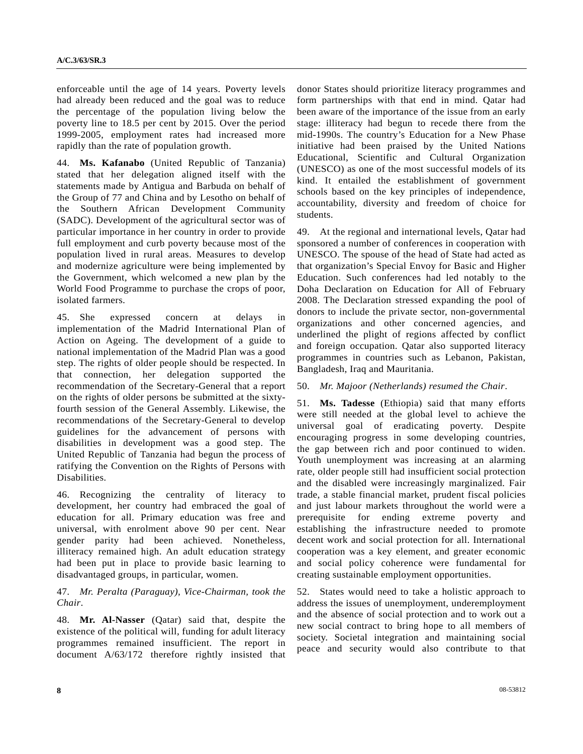enforceable until the age of 14 years. Poverty levels had already been reduced and the goal was to reduce the percentage of the population living below the poverty line to 18.5 per cent by 2015. Over the period 1999-2005, employment rates had increased more rapidly than the rate of population growth.

44. **Ms. Kafanabo** (United Republic of Tanzania) stated that her delegation aligned itself with the statements made by Antigua and Barbuda on behalf of the Group of 77 and China and by Lesotho on behalf of the Southern African Development Community (SADC). Development of the agricultural sector was of particular importance in her country in order to provide full employment and curb poverty because most of the population lived in rural areas. Measures to develop and modernize agriculture were being implemented by the Government, which welcomed a new plan by the World Food Programme to purchase the crops of poor, isolated farmers.

45. She expressed concern at delays in implementation of the Madrid International Plan of Action on Ageing. The development of a guide to national implementation of the Madrid Plan was a good step. The rights of older people should be respected. In that connection, her delegation supported the recommendation of the Secretary-General that a report on the rights of older persons be submitted at the sixty-fourth session of the General Assembly. Likewise, the recommendations of the Secretary-General to develop guidelines for the advancement of persons with disabilities in development was a good step. The United Republic of Tanzania had begun the process of ratifying the Convention on the Rights of Persons with Disabilities.

46. Recognizing the centrality of literacy to development, her country had embraced the goal of education for all. Primary education was free and universal, with enrolment above 90 per cent. Near gender parity had been achieved. Nonetheless, illiteracy remained high. An adult education strategy had been put in place to provide basic learning to disadvantaged groups, in particular, women.

47. *Mr. Peralta (Paraguay), Vice-Chairman, took the Chair*.

48. **Mr. Al-Nasser** (Qatar) said that, despite the existence of the political will, funding for adult literacy programmes remained insufficient. The report in document A/63/172 therefore rightly insisted that donor States should prioritize literacy programmes and form partnerships with that end in mind. Qatar had been aware of the importance of the issue from an early stage: illiteracy had begun to recede there from the mid-1990s. The country's Education for a New Phase initiative had been praised by the United Nations Educational, Scientific and Cultural Organization (UNESCO) as one of the most successful models of its kind. It entailed the establishment of government schools based on the key principles of independence, accountability, diversity and freedom of choice for students.

49. At the regional and international levels, Qatar had sponsored a number of conferences in cooperation with UNESCO. The spouse of the head of State had acted as that organization's Special Envoy for Basic and Higher Education. Such conferences had led notably to the Doha Declaration on Education for All of February 2008. The Declaration stressed expanding the pool of donors to include the private sector, non-governmental organizations and other concerned agencies, and underlined the plight of regions affected by conflict and foreign occupation. Qatar also supported literacy programmes in countries such as Lebanon, Pakistan, Bangladesh, Iraq and Mauritania.

50. *Mr. Majoor (Netherlands) resumed the Chair*.

51. **Ms. Tadesse** (Ethiopia) said that many efforts were still needed at the global level to achieve the universal goal of eradicating poverty. Despite encouraging progress in some developing countries, the gap between rich and poor continued to widen. Youth unemployment was increasing at an alarming rate, older people still had insufficient social protection and the disabled were increasingly marginalized. Fair trade, a stable financial market, prudent fiscal policies and just labour markets throughout the world were a prerequisite for ending extreme poverty and establishing the infrastructure needed to promote decent work and social protection for all. International cooperation was a key element, and greater economic and social policy coherence were fundamental for creating sustainable employment opportunities.

52. States would need to take a holistic approach to address the issues of unemployment, underemployment and the absence of social protection and to work out a new social contract to bring hope to all members of society. Societal integration and maintaining social peace and security would also contribute to that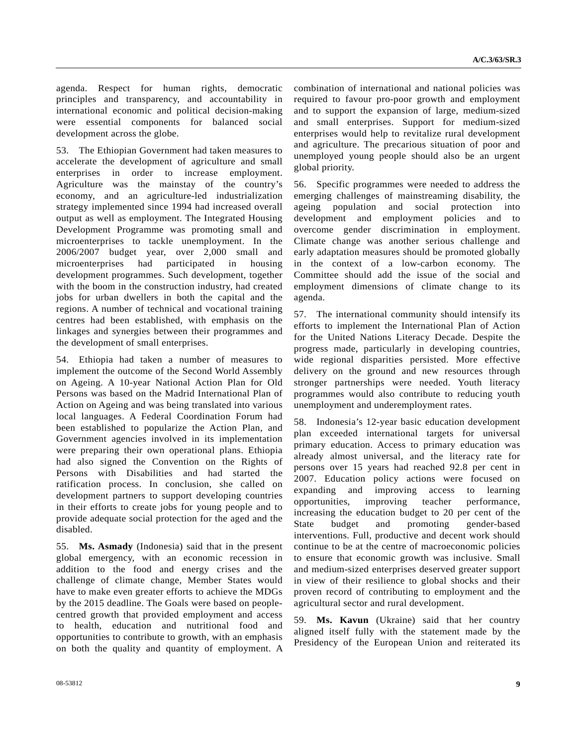agenda. Respect for human rights, democratic principles and transparency, and accountability in international economic and political decision-making were essential components for balanced social development across the globe.

53. The Ethiopian Government had taken measures to accelerate the development of agriculture and small enterprises in order to increase employment. Agriculture was the mainstay of the country's economy, and an agriculture-led industrialization strategy implemented since 1994 had increased overall output as well as employment. The Integrated Housing Development Programme was promoting small and microenterprises to tackle unemployment. In the 2006/2007 budget year, over 2,000 small and microenterprises had participated in housing development programmes. Such development, together with the boom in the construction industry, had created jobs for urban dwellers in both the capital and the regions. A number of technical and vocational training centres had been established, with emphasis on the linkages and synergies between their programmes and the development of small enterprises.

54. Ethiopia had taken a number of measures to implement the outcome of the Second World Assembly on Ageing. A 10-year National Action Plan for Old Persons was based on the Madrid International Plan of Action on Ageing and was being translated into various local languages. A Federal Coordination Forum had been established to popularize the Action Plan, and Government agencies involved in its implementation were preparing their own operational plans. Ethiopia had also signed the Convention on the Rights of Persons with Disabilities and had started the ratification process. In conclusion, she called on development partners to support developing countries in their efforts to create jobs for young people and to provide adequate social protection for the aged and the disabled.

55. **Ms. Asmady** (Indonesia) said that in the present global emergency, with an economic recession in addition to the food and energy crises and the challenge of climate change, Member States would have to make even greater efforts to achieve the MDGs by the 2015 deadline. The Goals were based on people-centred growth that provided employment and access to health, education and nutritional food and opportunities to contribute to growth, with an emphasis on both the quality and quantity of employment. A combination of international and national policies was required to favour pro-poor growth and employment and to support the expansion of large, medium-sized and small enterprises. Support for medium-sized enterprises would help to revitalize rural development and agriculture. The precarious situation of poor and unemployed young people should also be an urgent global priority.

56. Specific programmes were needed to address the emerging challenges of mainstreaming disability, the ageing population and social protection into development and employment policies and to overcome gender discrimination in employment. Climate change was another serious challenge and early adaptation measures should be promoted globally in the context of a low-carbon economy. The Committee should add the issue of the social and employment dimensions of climate change to its agenda.

57. The international community should intensify its efforts to implement the International Plan of Action for the United Nations Literacy Decade. Despite the progress made, particularly in developing countries, wide regional disparities persisted. More effective delivery on the ground and new resources through stronger partnerships were needed. Youth literacy programmes would also contribute to reducing youth unemployment and underemployment rates.

58. Indonesia's 12-year basic education development plan exceeded international targets for universal primary education. Access to primary education was already almost universal, and the literacy rate for persons over 15 years had reached 92.8 per cent in 2007. Education policy actions were focused on expanding and improving access to learning opportunities, improving teacher performance, increasing the education budget to 20 per cent of the State budget and promoting gender-based interventions. Full, productive and decent work should continue to be at the centre of macroeconomic policies to ensure that economic growth was inclusive. Small and medium-sized enterprises deserved greater support in view of their resilience to global shocks and their proven record of contributing to employment and the agricultural sector and rural development.

59. **Ms. Kavun** (Ukraine) said that her country aligned itself fully with the statement made by the Presidency of the European Union and reiterated its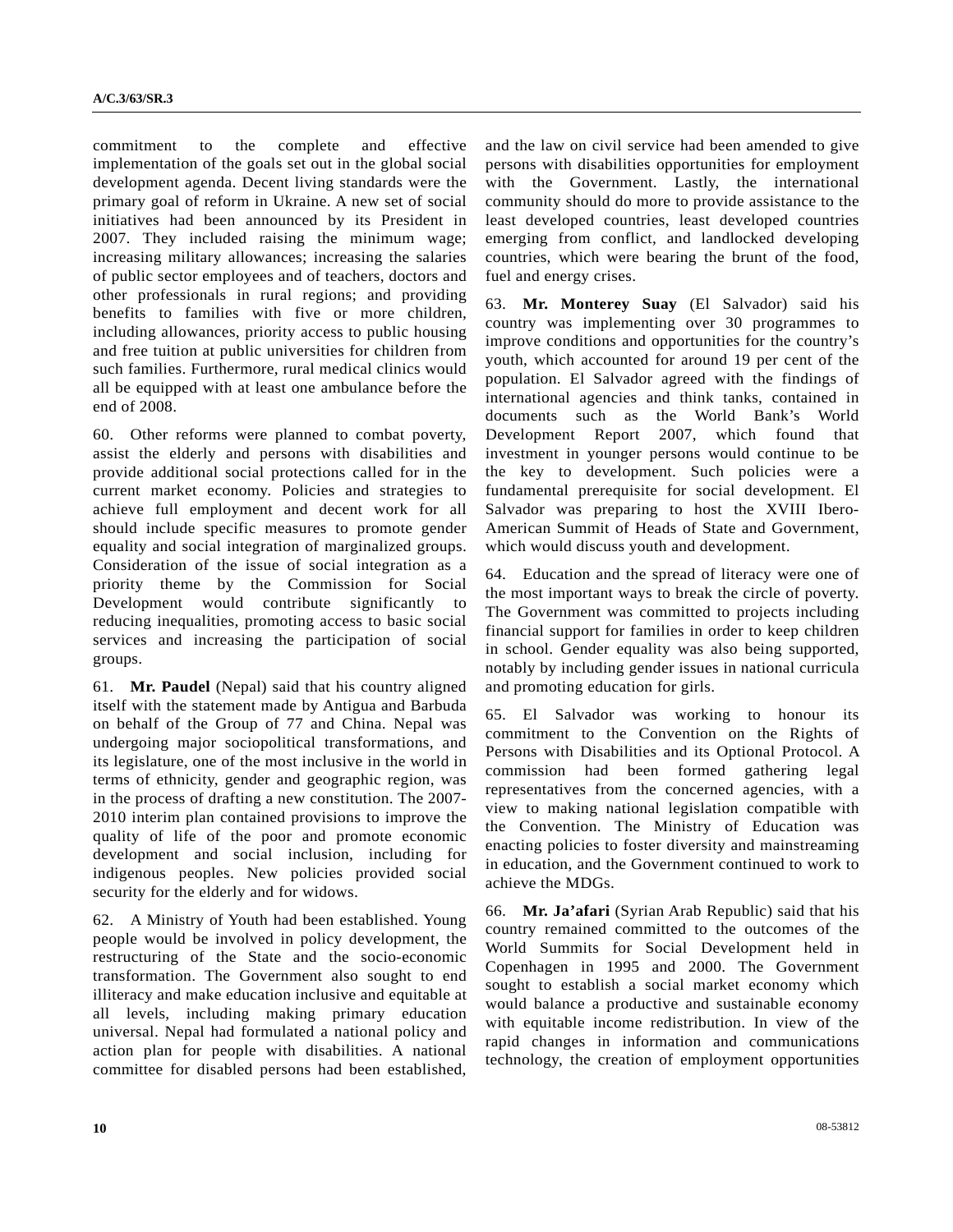commitment to the complete and effective implementation of the goals set out in the global social development agenda. Decent living standards were the primary goal of reform in Ukraine. A new set of social initiatives had been announced by its President in 2007. They included raising the minimum wage; increasing military allowances; increasing the salaries of public sector employees and of teachers, doctors and other professionals in rural regions; and providing benefits to families with five or more children, including allowances, priority access to public housing and free tuition at public universities for children from such families. Furthermore, rural medical clinics would all be equipped with at least one ambulance before the end of 2008.

60. Other reforms were planned to combat poverty, assist the elderly and persons with disabilities and provide additional social protections called for in the current market economy. Policies and strategies to achieve full employment and decent work for all should include specific measures to promote gender equality and social integration of marginalized groups. Consideration of the issue of social integration as a priority theme by the Commission for Social Development would contribute significantly to reducing inequalities, promoting access to basic social services and increasing the participation of social groups.

61. **Mr. Paudel** (Nepal) said that his country aligned itself with the statement made by Antigua and Barbuda on behalf of the Group of 77 and China. Nepal was undergoing major sociopolitical transformations, and its legislature, one of the most inclusive in the world in terms of ethnicity, gender and geographic region, was in the process of drafting a new constitution. The 2007-2010 interim plan contained provisions to improve the quality of life of the poor and promote economic development and social inclusion, including for indigenous peoples. New policies provided social security for the elderly and for widows.

62. A Ministry of Youth had been established. Young people would be involved in policy development, the restructuring of the State and the socio-economic transformation. The Government also sought to end illiteracy and make education inclusive and equitable at all levels, including making primary education universal. Nepal had formulated a national policy and action plan for people with disabilities. A national committee for disabled persons had been established, and the law on civil service had been amended to give persons with disabilities opportunities for employment with the Government. Lastly, the international community should do more to provide assistance to the least developed countries, least developed countries emerging from conflict, and landlocked developing countries, which were bearing the brunt of the food, fuel and energy crises.

63. **Mr. Monterey Suay** (El Salvador) said his country was implementing over 30 programmes to improve conditions and opportunities for the country's youth, which accounted for around 19 per cent of the population. El Salvador agreed with the findings of international agencies and think tanks, contained in documents such as the World Bank's World Development Report 2007, which found that investment in younger persons would continue to be the key to development. Such policies were a fundamental prerequisite for social development. El Salvador was preparing to host the XVIII Ibero-American Summit of Heads of State and Government, which would discuss youth and development.

64. Education and the spread of literacy were one of the most important ways to break the circle of poverty. The Government was committed to projects including financial support for families in order to keep children in school. Gender equality was also being supported, notably by including gender issues in national curricula and promoting education for girls.

65. El Salvador was working to honour its commitment to the Convention on the Rights of Persons with Disabilities and its Optional Protocol. A commission had been formed gathering legal representatives from the concerned agencies, with a view to making national legislation compatible with the Convention. The Ministry of Education was enacting policies to foster diversity and mainstreaming in education, and the Government continued to work to achieve the MDGs.

66. **Mr. Ja'afari** (Syrian Arab Republic) said that his country remained committed to the outcomes of the World Summits for Social Development held in Copenhagen in 1995 and 2000. The Government sought to establish a social market economy which would balance a productive and sustainable economy with equitable income redistribution. In view of the rapid changes in information and communications technology, the creation of employment opportunities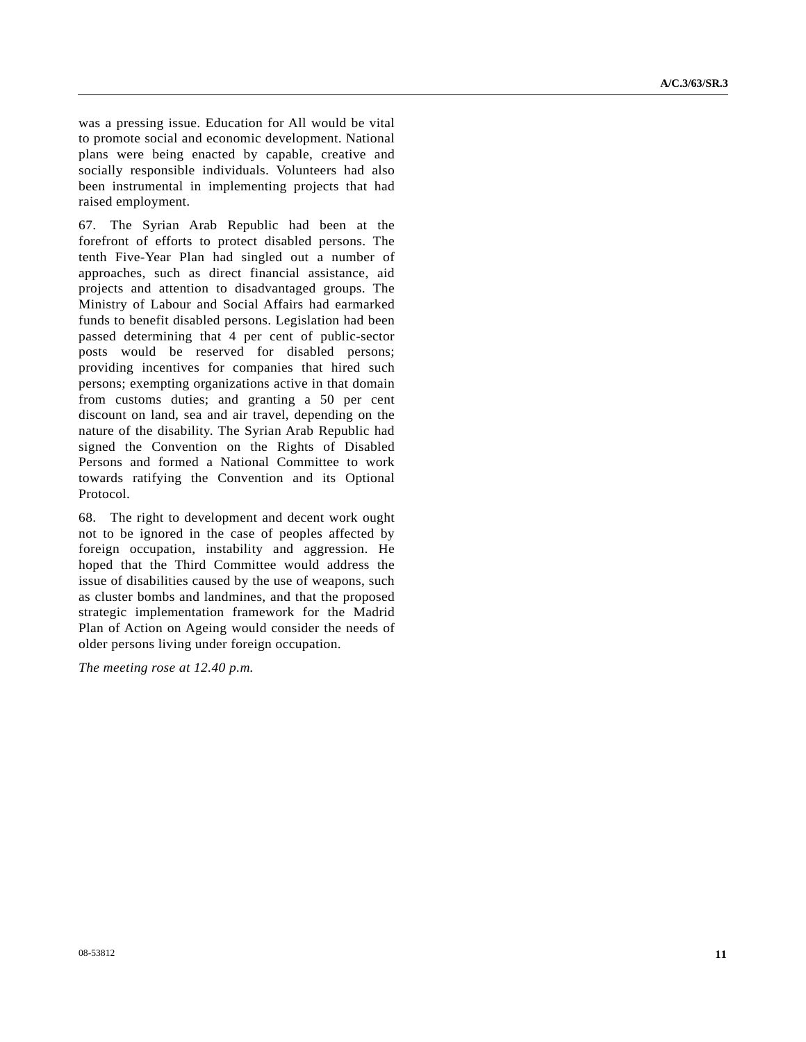was a pressing issue. Education for All would be vital to promote social and economic development. National plans were being enacted by capable, creative and socially responsible individuals. Volunteers had also been instrumental in implementing projects that had raised employment.

67. The Syrian Arab Republic had been at the forefront of efforts to protect disabled persons. The tenth Five-Year Plan had singled out a number of approaches, such as direct financial assistance, aid projects and attention to disadvantaged groups. The Ministry of Labour and Social Affairs had earmarked funds to benefit disabled persons. Legislation had been passed determining that 4 per cent of public-sector posts would be reserved for disabled persons; providing incentives for companies that hired such persons; exempting organizations active in that domain from customs duties; and granting a 50 per cent discount on land, sea and air travel, depending on the nature of the disability. The Syrian Arab Republic had signed the Convention on the Rights of Disabled Persons and formed a National Committee to work towards ratifying the Convention and its Optional Protocol.

68. The right to development and decent work ought not to be ignored in the case of peoples affected by foreign occupation, instability and aggression. He hoped that the Third Committee would address the issue of disabilities caused by the use of weapons, such as cluster bombs and landmines, and that the proposed strategic implementation framework for the Madrid Plan of Action on Ageing would consider the needs of older persons living under foreign occupation.

*The meeting rose at 12.40 p.m.*